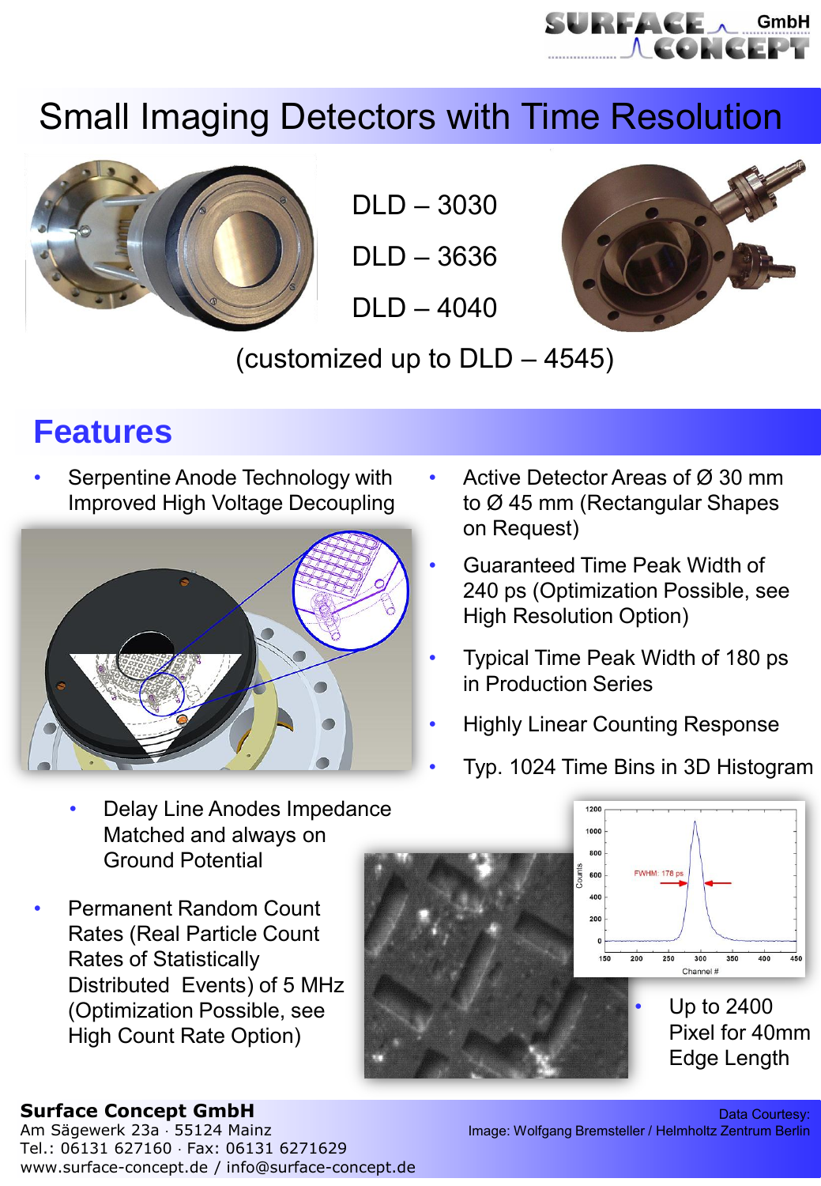SURFACE CONCEPT GmbH

# Small Imaging Detectors with Time Resolution

DLD – 3030

DLD – 3636

DLD – 4040

(customized up to DLD – 4545)

## Features

- Serpentine Anode Technology with Improved High Voltage Decoupling
- Active Detector Areas of Ø 30 mm to Ø 45 mm (Rectangular Shapes on Request)
- Guaranteed Time Peak Width of 240 ps (Optimization Possible, see High Resolution Option)
- Typical Time Peak Width of 180 ps in Production Series
- Highly Linear Counting Response
- Typ. 1024 Time Bins in 3D Histogram
- Delay Line Anodes Impedance Matched and always on Ground Potential
- Permanent Random Count Rates (Real Particle Count Rates of Statistically Distributed Events) of 5 MHz (Optimization Possible, see High Count Rate Option)
- Up to 2400 Pixel for 40mm Edge Length

**Surface Concept GmbH**
Am Sägewerk 23a · 55124 Mainz
Tel.: 06131 627160 · Fax: 06131 6271629
www.surface-concept.de / info@surface-concept.de

Data Courtesy:
Image: Wolfgang Bremsteller / Helmholtz Zentrum Berlin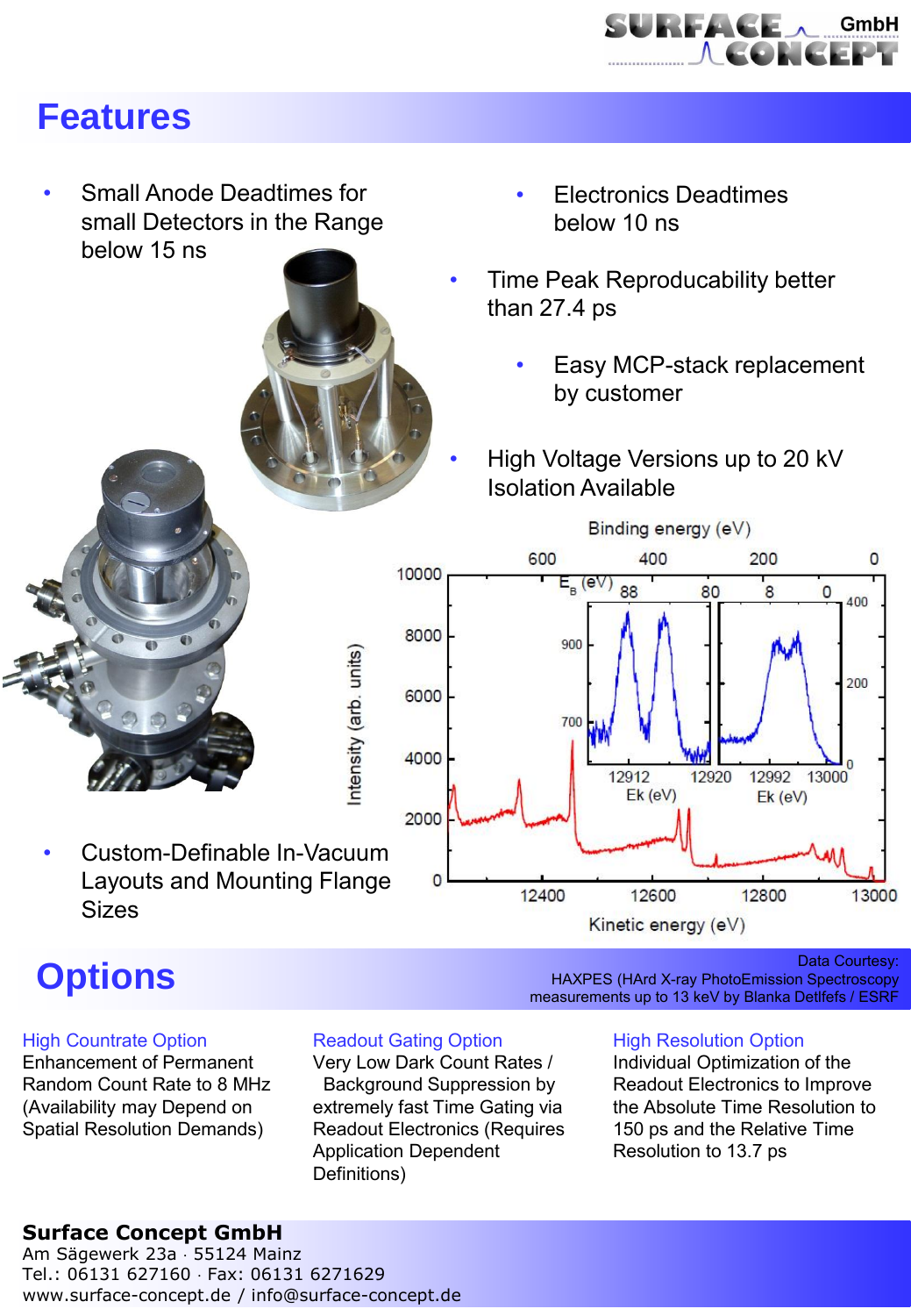# Features

- Small Anode Deadtimes for small Detectors in the Range below 15 ns
- Electronics Deadtimes below 10 ns
- Time Peak Reproducibility better than 27.4 ps
- Easy MCP-stack replacement by customer
- High Voltage Versions up to 20 kV Isolation Available
- Custom-Definable In-Vacuum Layouts and Mounting Flange Sizes

Binding energy (eV)
600 400 200 0
Intensity (arb. units)
10000 8000 6000 4000 2000 0
12400 12600 12800 13000
Kinetic energy (eV)
$E_B$ (eV) 88 80 8 0
900 700
400 200 0
12912 12920 Ek (eV)
12992 13000 Ek (eV)

Data Courtesy:
HAXPES (HArd X-ray PhotoEmission Spectroscopy measurements up to 13 keV by Blanka Detlfefs / ESRF

# Options

**High Countrate Option**
Enhancement of Permanent Random Count Rate to 8 MHz (Availability may Depend on Spatial Resolution Demands)

**Readout Gating Option**
Very Low Dark Count Rates / Background Suppression by extremely fast Time Gating via Readout Electronics (Requires Application Dependent Definitions)

**High Resolution Option**
Individual Optimization of the Readout Electronics to Improve the Absolute Time Resolution to 150 ps and the Relative Time Resolution to 13.7 ps

**Surface Concept GmbH**
Am Sägewerk 23a · 55124 Mainz
Tel.: 06131 627160 · Fax: 06131 6271629
www.surface-concept.de / info@surface-concept.de